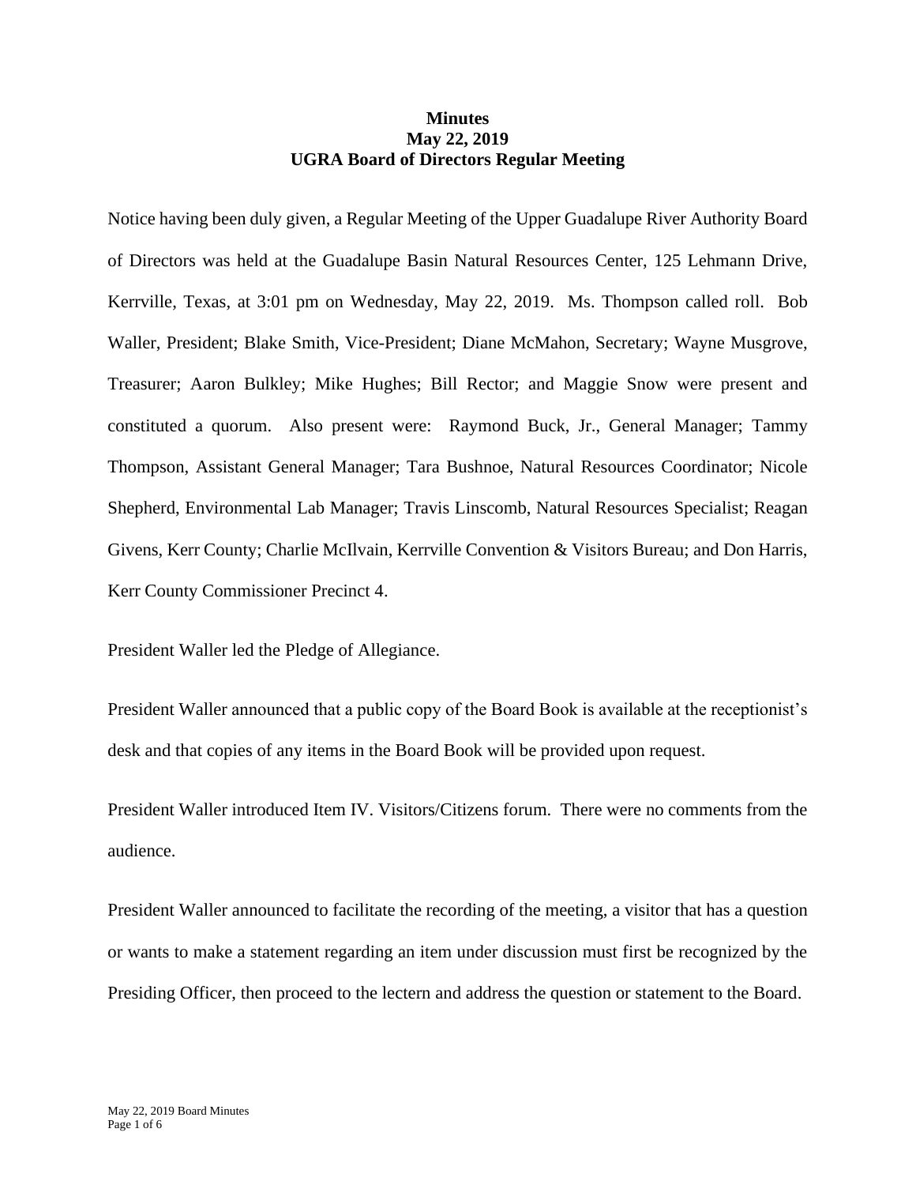# Minutes
## May 22, 2019
## UGRA Board of Directors Regular Meeting

Notice having been duly given, a Regular Meeting of the Upper Guadalupe River Authority Board of Directors was held at the Guadalupe Basin Natural Resources Center, 125 Lehmann Drive, Kerrville, Texas, at 3:01 pm on Wednesday, May 22, 2019. Ms. Thompson called roll. Bob Waller, President; Blake Smith, Vice-President; Diane McMahon, Secretary; Wayne Musgrove, Treasurer; Aaron Bulkley; Mike Hughes; Bill Rector; and Maggie Snow were present and constituted a quorum. Also present were: Raymond Buck, Jr., General Manager; Tammy Thompson, Assistant General Manager; Tara Bushnoe, Natural Resources Coordinator; Nicole Shepherd, Environmental Lab Manager; Travis Linscomb, Natural Resources Specialist; Reagan Givens, Kerr County; Charlie McIlvain, Kerrville Convention & Visitors Bureau; and Don Harris, Kerr County Commissioner Precinct 4.

President Waller led the Pledge of Allegiance.

President Waller announced that a public copy of the Board Book is available at the receptionist's desk and that copies of any items in the Board Book will be provided upon request.

President Waller introduced Item IV. Visitors/Citizens forum. There were no comments from the audience.

President Waller announced to facilitate the recording of the meeting, a visitor that has a question or wants to make a statement regarding an item under discussion must first be recognized by the Presiding Officer, then proceed to the lectern and address the question or statement to the Board.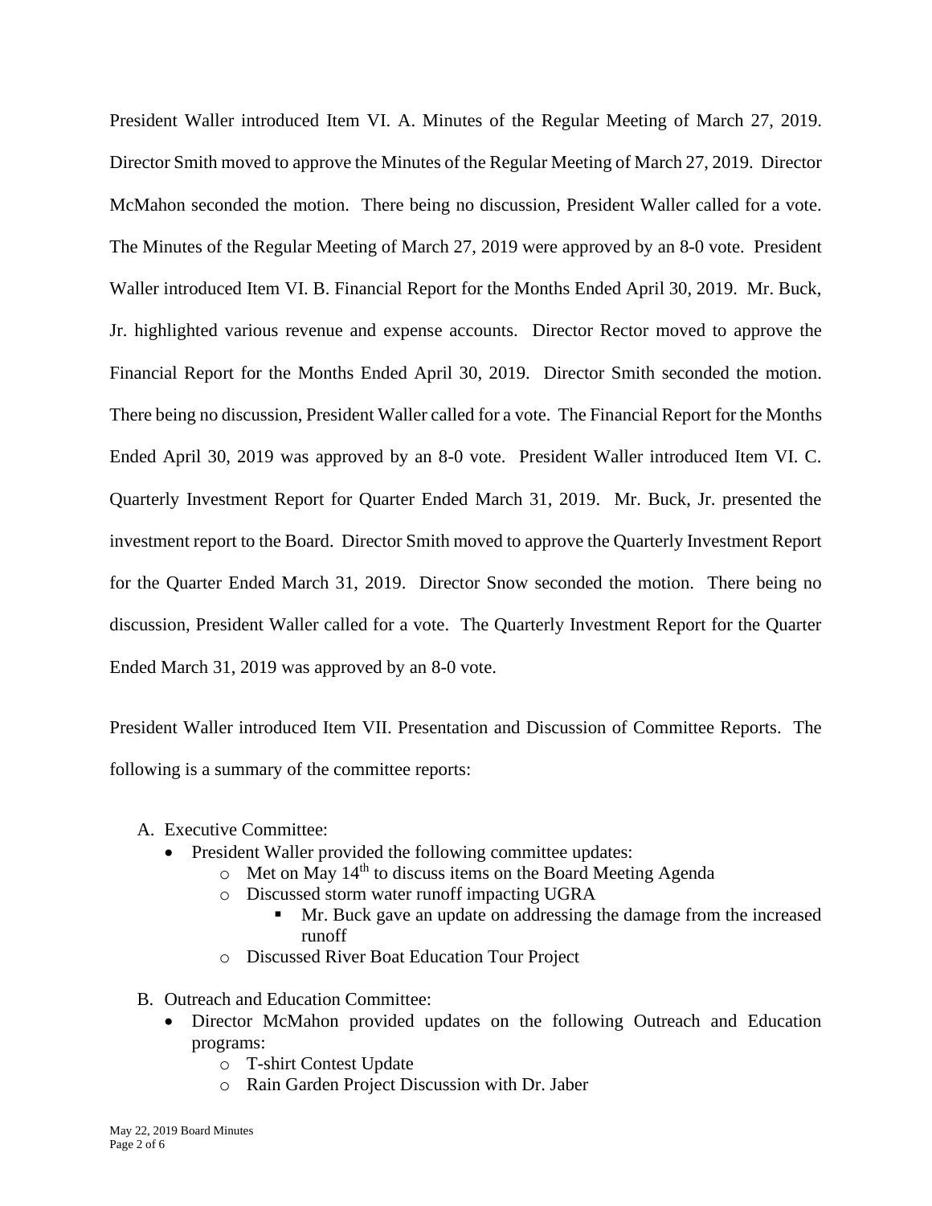President Waller introduced Item VI. A. Minutes of the Regular Meeting of March 27, 2019. Director Smith moved to approve the Minutes of the Regular Meeting of March 27, 2019. Director McMahon seconded the motion. There being no discussion, President Waller called for a vote. The Minutes of the Regular Meeting of March 27, 2019 were approved by an 8-0 vote. President Waller introduced Item VI. B. Financial Report for the Months Ended April 30, 2019. Mr. Buck, Jr. highlighted various revenue and expense accounts. Director Rector moved to approve the Financial Report for the Months Ended April 30, 2019. Director Smith seconded the motion. There being no discussion, President Waller called for a vote. The Financial Report for the Months Ended April 30, 2019 was approved by an 8-0 vote. President Waller introduced Item VI. C. Quarterly Investment Report for Quarter Ended March 31, 2019. Mr. Buck, Jr. presented the investment report to the Board. Director Smith moved to approve the Quarterly Investment Report for the Quarter Ended March 31, 2019. Director Snow seconded the motion. There being no discussion, President Waller called for a vote. The Quarterly Investment Report for the Quarter Ended March 31, 2019 was approved by an 8-0 vote.

President Waller introduced Item VII. Presentation and Discussion of Committee Reports. The following is a summary of the committee reports:

A. Executive Committee:
  - President Waller provided the following committee updates:
    - Met on May 14th to discuss items on the Board Meeting Agenda
    - Discussed storm water runoff impacting UGRA
      - Mr. Buck gave an update on addressing the damage from the increased runoff
    - Discussed River Boat Education Tour Project

B. Outreach and Education Committee:
  - Director McMahon provided updates on the following Outreach and Education programs:
    - T-shirt Contest Update
    - Rain Garden Project Discussion with Dr. Jaber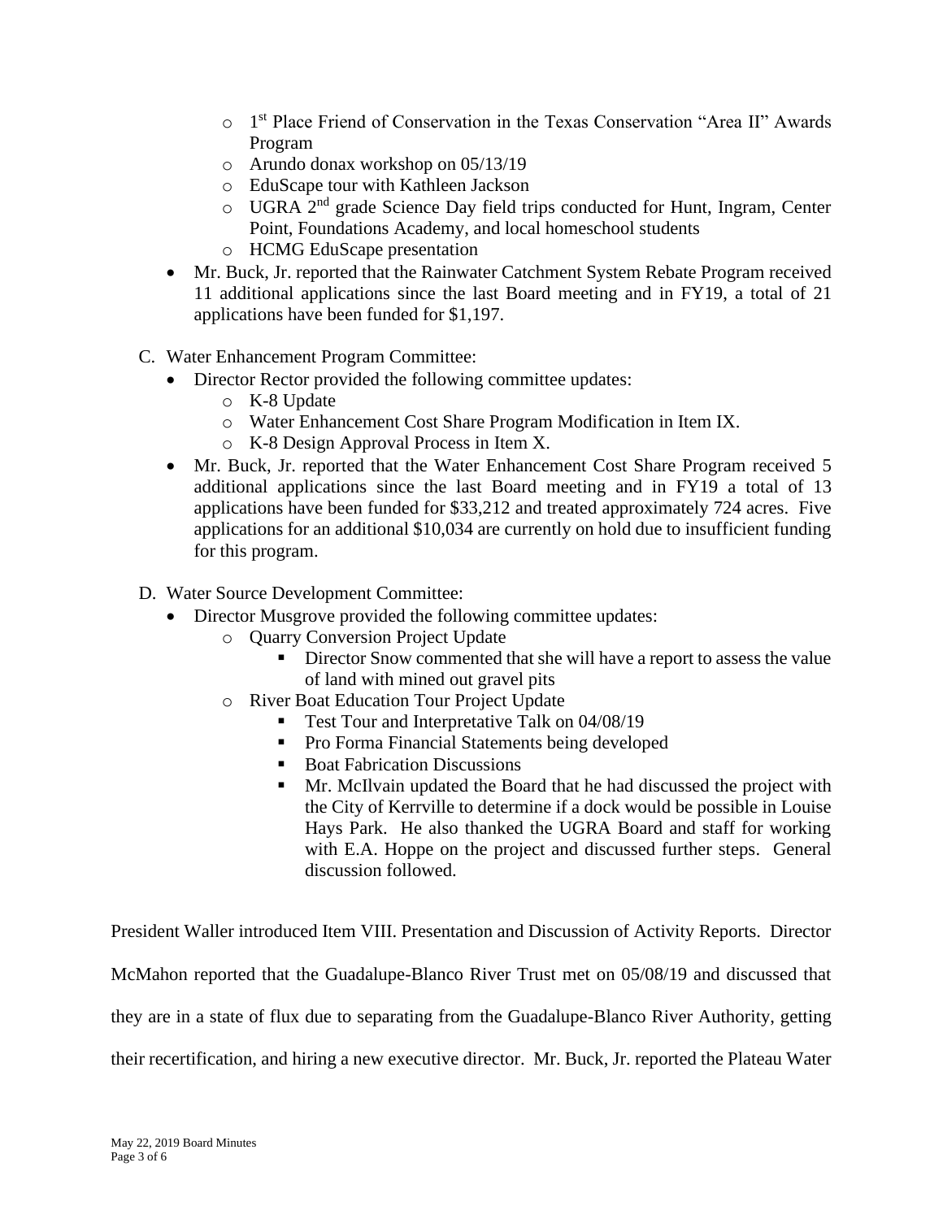- 1st Place Friend of Conservation in the Texas Conservation "Area II" Awards Program
    - Arundo donax workshop on 05/13/19
    - EduScape tour with Kathleen Jackson
    - UGRA 2nd grade Science Day field trips conducted for Hunt, Ingram, Center Point, Foundations Academy, and local homeschool students
    - HCMG EduScape presentation
  - Mr. Buck, Jr. reported that the Rainwater Catchment System Rebate Program received 11 additional applications since the last Board meeting and in FY19, a total of 21 applications have been funded for $1,197.

C. Water Enhancement Program Committee:
  - Director Rector provided the following committee updates:
    - K-8 Update
    - Water Enhancement Cost Share Program Modification in Item IX.
    - K-8 Design Approval Process in Item X.
  - Mr. Buck, Jr. reported that the Water Enhancement Cost Share Program received 5 additional applications since the last Board meeting and in FY19 a total of 13 applications have been funded for $33,212 and treated approximately 724 acres. Five applications for an additional $10,034 are currently on hold due to insufficient funding for this program.

D. Water Source Development Committee:
  - Director Musgrove provided the following committee updates:
    - Quarry Conversion Project Update
      - Director Snow commented that she will have a report to assess the value of land with mined out gravel pits
    - River Boat Education Tour Project Update
      - Test Tour and Interpretative Talk on 04/08/19
      - Pro Forma Financial Statements being developed
      - Boat Fabrication Discussions
      - Mr. McIlvain updated the Board that he had discussed the project with the City of Kerrville to determine if a dock would be possible in Louise Hays Park. He also thanked the UGRA Board and staff for working with E.A. Hoppe on the project and discussed further steps. General discussion followed.

President Waller introduced Item VIII. Presentation and Discussion of Activity Reports. Director McMahon reported that the Guadalupe-Blanco River Trust met on 05/08/19 and discussed that they are in a state of flux due to separating from the Guadalupe-Blanco River Authority, getting their recertification, and hiring a new executive director. Mr. Buck, Jr. reported the Plateau Water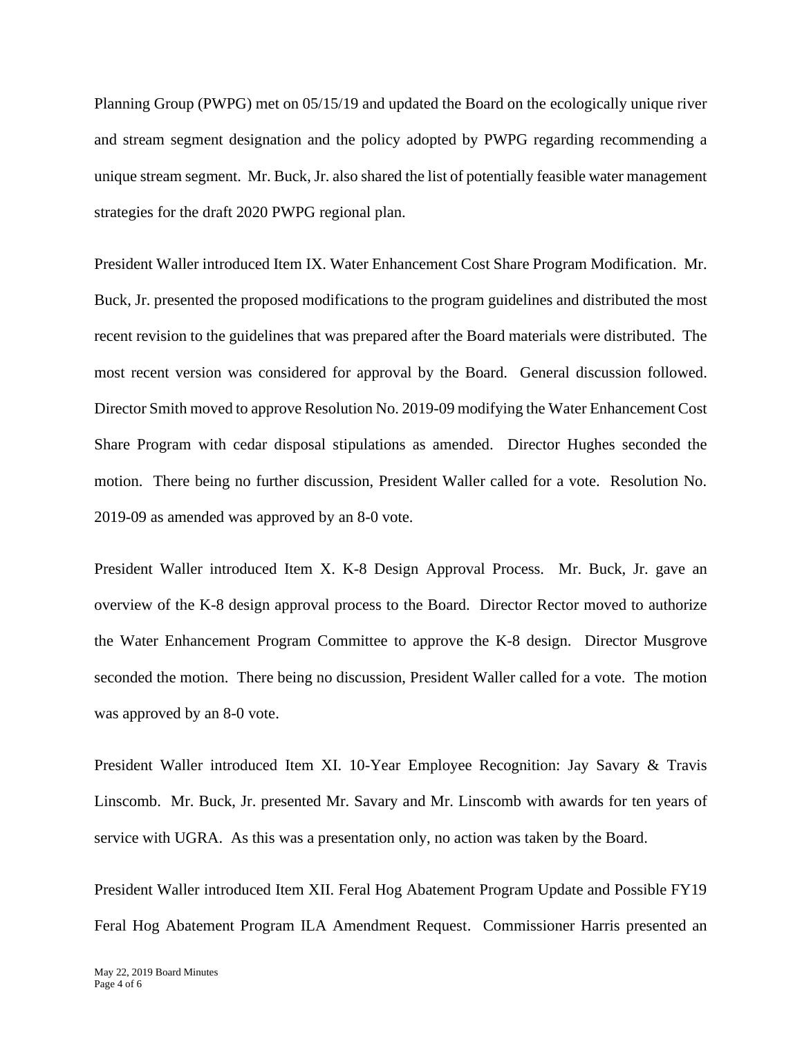Planning Group (PWPG) met on 05/15/19 and updated the Board on the ecologically unique river and stream segment designation and the policy adopted by PWPG regarding recommending a unique stream segment. Mr. Buck, Jr. also shared the list of potentially feasible water management strategies for the draft 2020 PWPG regional plan.

President Waller introduced Item IX. Water Enhancement Cost Share Program Modification. Mr. Buck, Jr. presented the proposed modifications to the program guidelines and distributed the most recent revision to the guidelines that was prepared after the Board materials were distributed. The most recent version was considered for approval by the Board. General discussion followed. Director Smith moved to approve Resolution No. 2019-09 modifying the Water Enhancement Cost Share Program with cedar disposal stipulations as amended. Director Hughes seconded the motion. There being no further discussion, President Waller called for a vote. Resolution No. 2019-09 as amended was approved by an 8-0 vote.

President Waller introduced Item X. K-8 Design Approval Process. Mr. Buck, Jr. gave an overview of the K-8 design approval process to the Board. Director Rector moved to authorize the Water Enhancement Program Committee to approve the K-8 design. Director Musgrove seconded the motion. There being no discussion, President Waller called for a vote. The motion was approved by an 8-0 vote.

President Waller introduced Item XI. 10-Year Employee Recognition: Jay Savary & Travis Linscomb. Mr. Buck, Jr. presented Mr. Savary and Mr. Linscomb with awards for ten years of service with UGRA. As this was a presentation only, no action was taken by the Board.

President Waller introduced Item XII. Feral Hog Abatement Program Update and Possible FY19 Feral Hog Abatement Program ILA Amendment Request. Commissioner Harris presented an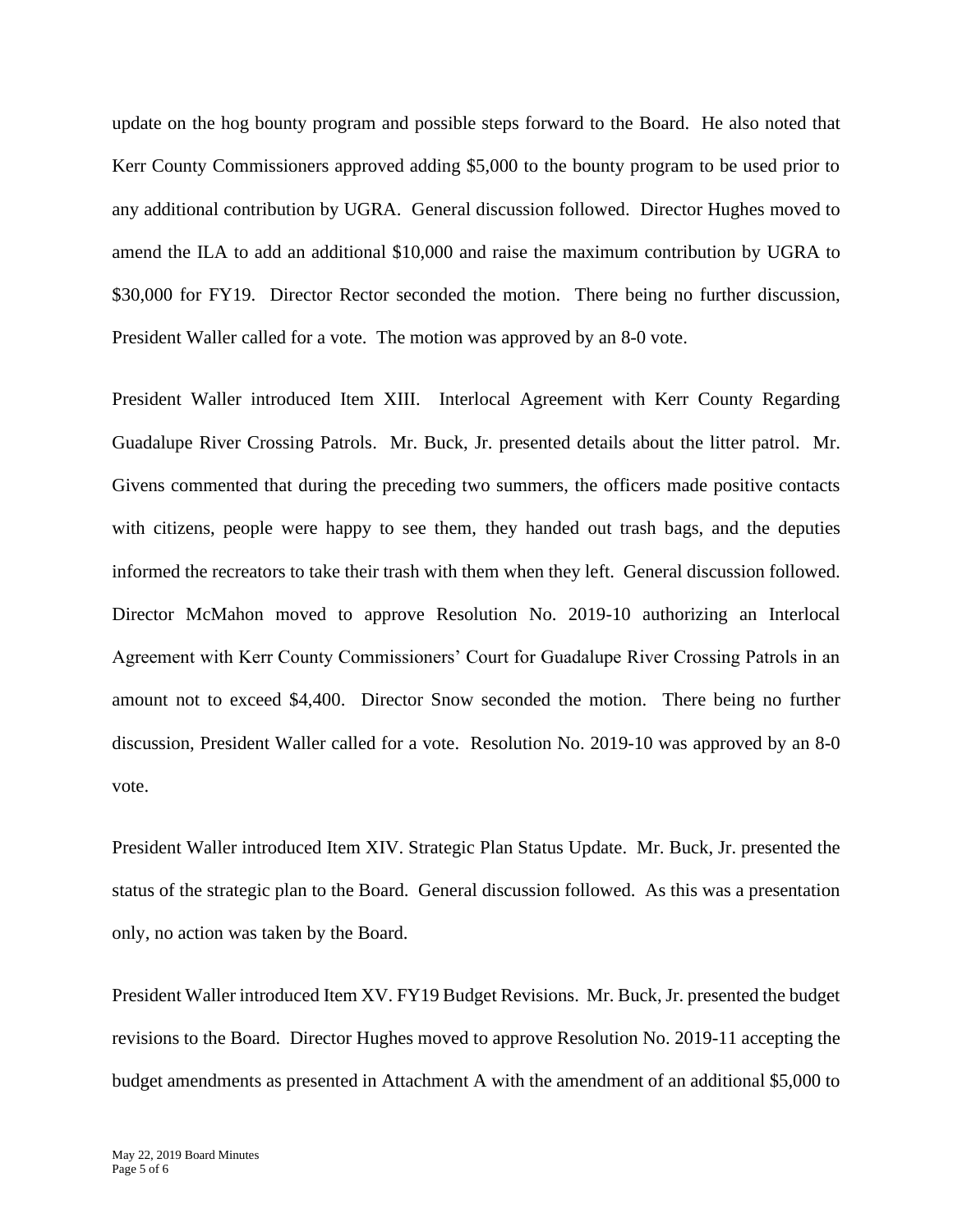update on the hog bounty program and possible steps forward to the Board. He also noted that Kerr County Commissioners approved adding $5,000 to the bounty program to be used prior to any additional contribution by UGRA. General discussion followed. Director Hughes moved to amend the ILA to add an additional $10,000 and raise the maximum contribution by UGRA to $30,000 for FY19. Director Rector seconded the motion. There being no further discussion, President Waller called for a vote. The motion was approved by an 8-0 vote.

President Waller introduced Item XIII. Interlocal Agreement with Kerr County Regarding Guadalupe River Crossing Patrols. Mr. Buck, Jr. presented details about the litter patrol. Mr. Givens commented that during the preceding two summers, the officers made positive contacts with citizens, people were happy to see them, they handed out trash bags, and the deputies informed the recreators to take their trash with them when they left. General discussion followed. Director McMahon moved to approve Resolution No. 2019-10 authorizing an Interlocal Agreement with Kerr County Commissioners' Court for Guadalupe River Crossing Patrols in an amount not to exceed $4,400. Director Snow seconded the motion. There being no further discussion, President Waller called for a vote. Resolution No. 2019-10 was approved by an 8-0 vote.

President Waller introduced Item XIV. Strategic Plan Status Update. Mr. Buck, Jr. presented the status of the strategic plan to the Board. General discussion followed. As this was a presentation only, no action was taken by the Board.

President Waller introduced Item XV. FY19 Budget Revisions. Mr. Buck, Jr. presented the budget revisions to the Board. Director Hughes moved to approve Resolution No. 2019-11 accepting the budget amendments as presented in Attachment A with the amendment of an additional $5,000 to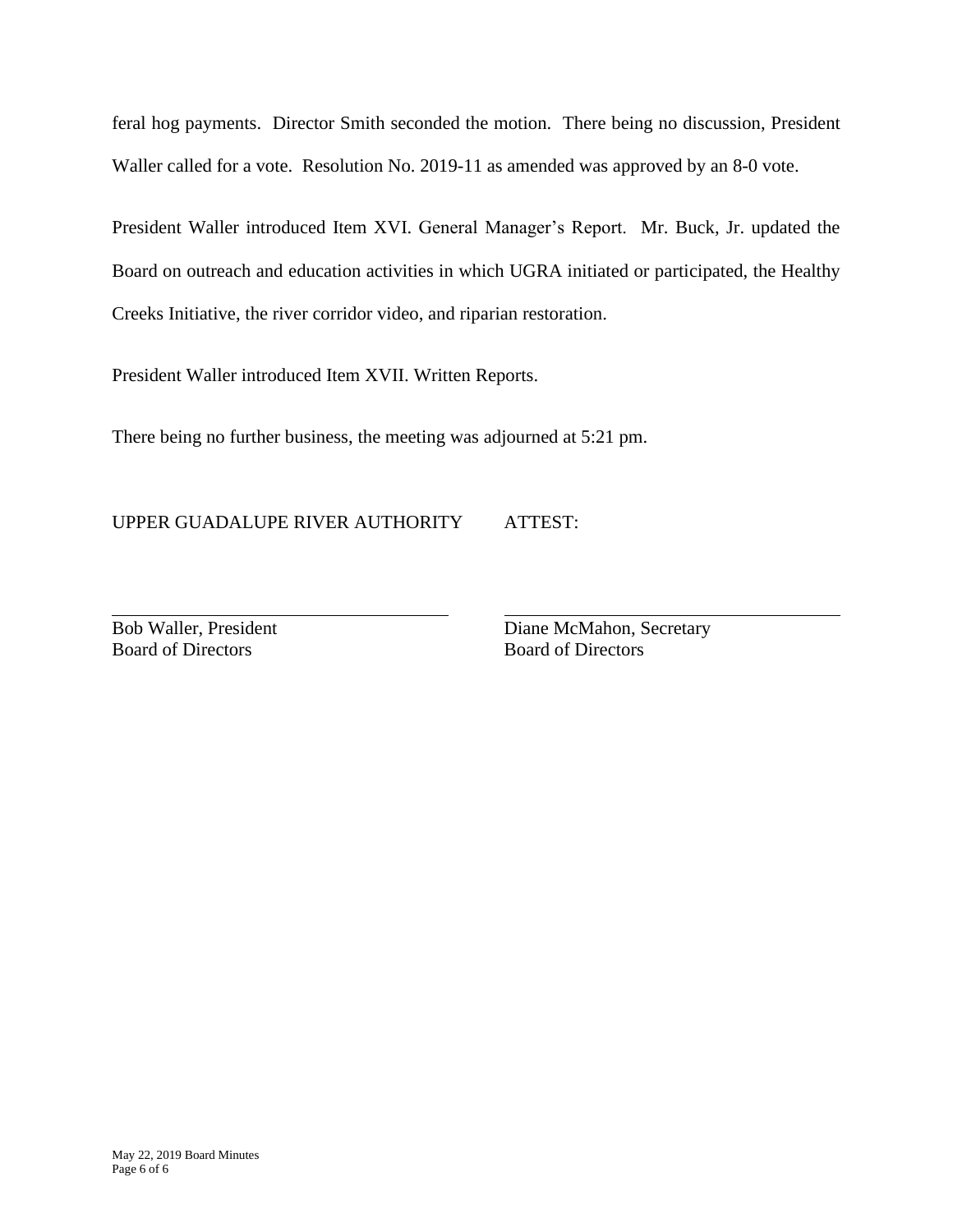feral hog payments. Director Smith seconded the motion. There being no discussion, President Waller called for a vote. Resolution No. 2019-11 as amended was approved by an 8-0 vote.

President Waller introduced Item XVI. General Manager's Report. Mr. Buck, Jr. updated the Board on outreach and education activities in which UGRA initiated or participated, the Healthy Creeks Initiative, the river corridor video, and riparian restoration.

President Waller introduced Item XVII. Written Reports.

There being no further business, the meeting was adjourned at 5:21 pm.

UPPER GUADALUPE RIVER AUTHORITY          ATTEST:

| | |
|---|---|
| \_\_\_\_\_\_\_\_\_\_\_\_\_\_\_\_\_\_\_\_\_\_\_\_\_\_\_\_\_\_\_\_ | \_\_\_\_\_\_\_\_\_\_\_\_\_\_\_\_\_\_\_\_\_\_\_\_\_\_\_\_\_\_\_\_ |
| Bob Waller, President | Diane McMahon, Secretary |
| Board of Directors | Board of Directors |